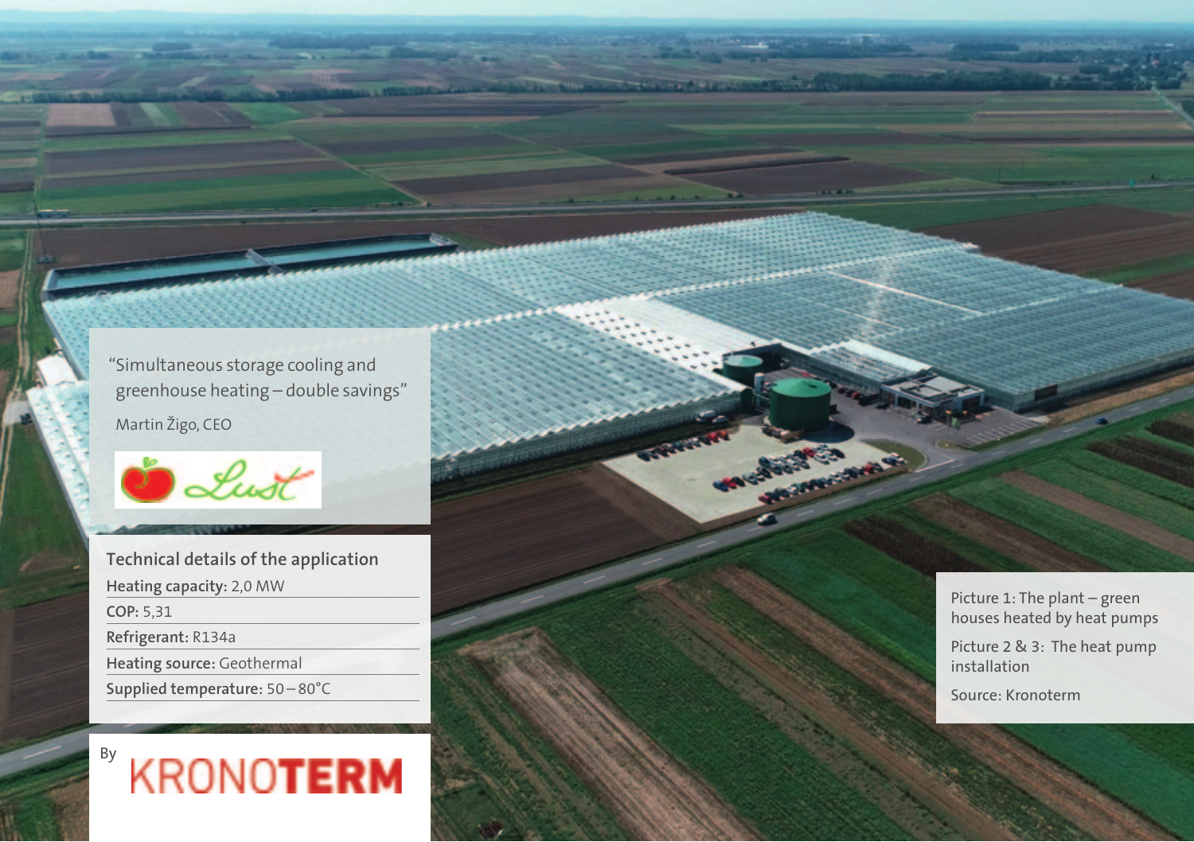"Simultaneous storage cooling and greenhouse heating – double savings"

Martin Žigo, CEO

## Technical details of the application

**Heating capacity:** 2,0 MW

**COP:** 5,31

**Refrigerant:** R134a

**Heating source:** Geothermal

**Supplied temperature:** 50 – 80°C

By KRONOTERM

Picture 1: The plant – green houses heated by heat pumps

Picture 2 & 3: The heat pump installation

Source: Kronoterm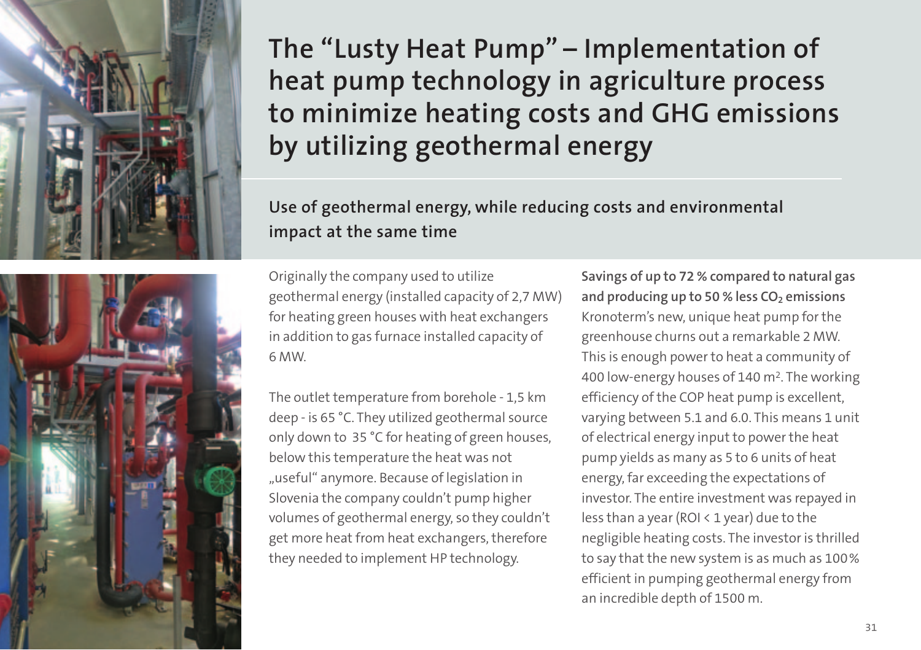# The "Lusty Heat Pump" – Implementation of heat pump technology in agriculture process to minimize heating costs and GHG emissions by utilizing geothermal energy

## Use of geothermal energy, while reducing costs and environmental impact at the same time

Originally the company used to utilize geothermal energy (installed capacity of 2,7 MW) for heating green houses with heat exchangers in addition to gas furnace installed capacity of 6 MW.

The outlet temperature from borehole - 1,5 km deep - is 65 °C. They utilized geothermal source only down to 35 °C for heating of green houses, below this temperature the heat was not „useful" anymore. Because of legislation in Slovenia the company couldn't pump higher volumes of geothermal energy, so they couldn't get more heat from heat exchangers, therefore they needed to implement HP technology.

**Savings of up to 72 % compared to natural gas and producing up to 50 % less $CO_2$ emissions**

Kronoterm's new, unique heat pump for the greenhouse churns out a remarkable 2 MW. This is enough power to heat a community of 400 low-energy houses of 140 $m^2$. The working efficiency of the COP heat pump is excellent, varying between 5.1 and 6.0. This means 1 unit of electrical energy input to power the heat pump yields as many as 5 to 6 units of heat energy, far exceeding the expectations of investor. The entire investment was repayed in less than a year (ROI < 1 year) due to the negligible heating costs. The investor is thrilled to say that the new system is as much as 100 % efficient in pumping geothermal energy from an incredible depth of 1500 m.